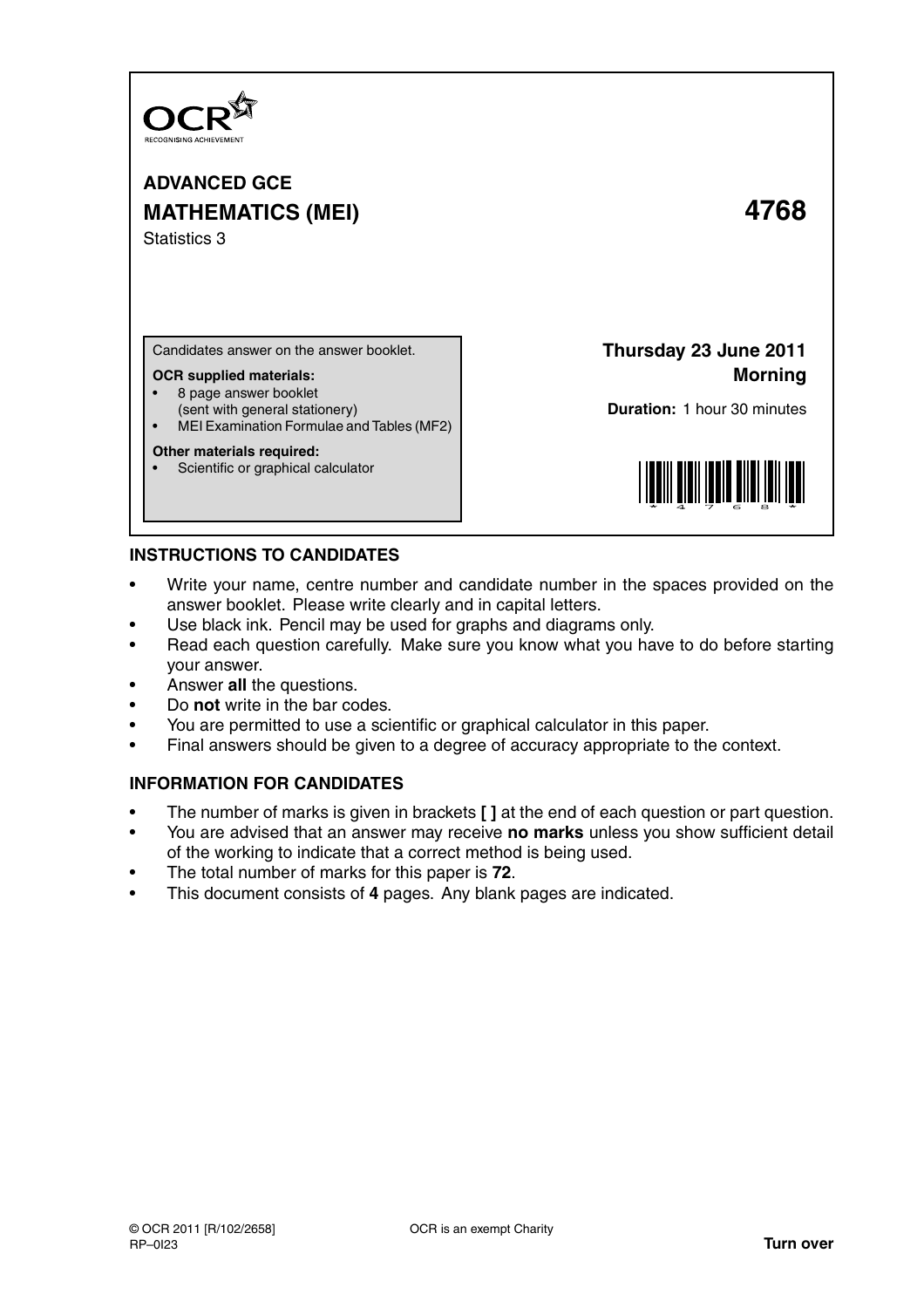OCR
RECOGNISING ACHIEVEMENT

**ADVANCED GCE**

**MATHEMATICS (MEI)** **4768**

Statistics 3

Candidates answer on the answer booklet.

**OCR supplied materials:**

- 8 page answer booklet (sent with general stationery)
- MEI Examination Formulae and Tables (MF2)

**Other materials required:**

- Scientific or graphical calculator

**Thursday 23 June 2011**
**Morning**

**Duration:** 1 hour 30 minutes

## INSTRUCTIONS TO CANDIDATES

- Write your name, centre number and candidate number in the spaces provided on the answer booklet. Please write clearly and in capital letters.
- Use black ink. Pencil may be used for graphs and diagrams only.
- Read each question carefully. Make sure you know what you have to do before starting your answer.
- Answer **all** the questions.
- Do **not** write in the bar codes.
- You are permitted to use a scientific or graphical calculator in this paper.
- Final answers should be given to a degree of accuracy appropriate to the context.

## INFORMATION FOR CANDIDATES

- The number of marks is given in brackets **[ ]** at the end of each question or part question.
- You are advised that an answer may receive **no marks** unless you show sufficient detail of the working to indicate that a correct method is being used.
- The total number of marks for this paper is **72**.
- This document consists of **4** pages. Any blank pages are indicated.

© OCR 2011 [R/102/2658] OCR is an exempt Charity
RP–0I23 **Turn over**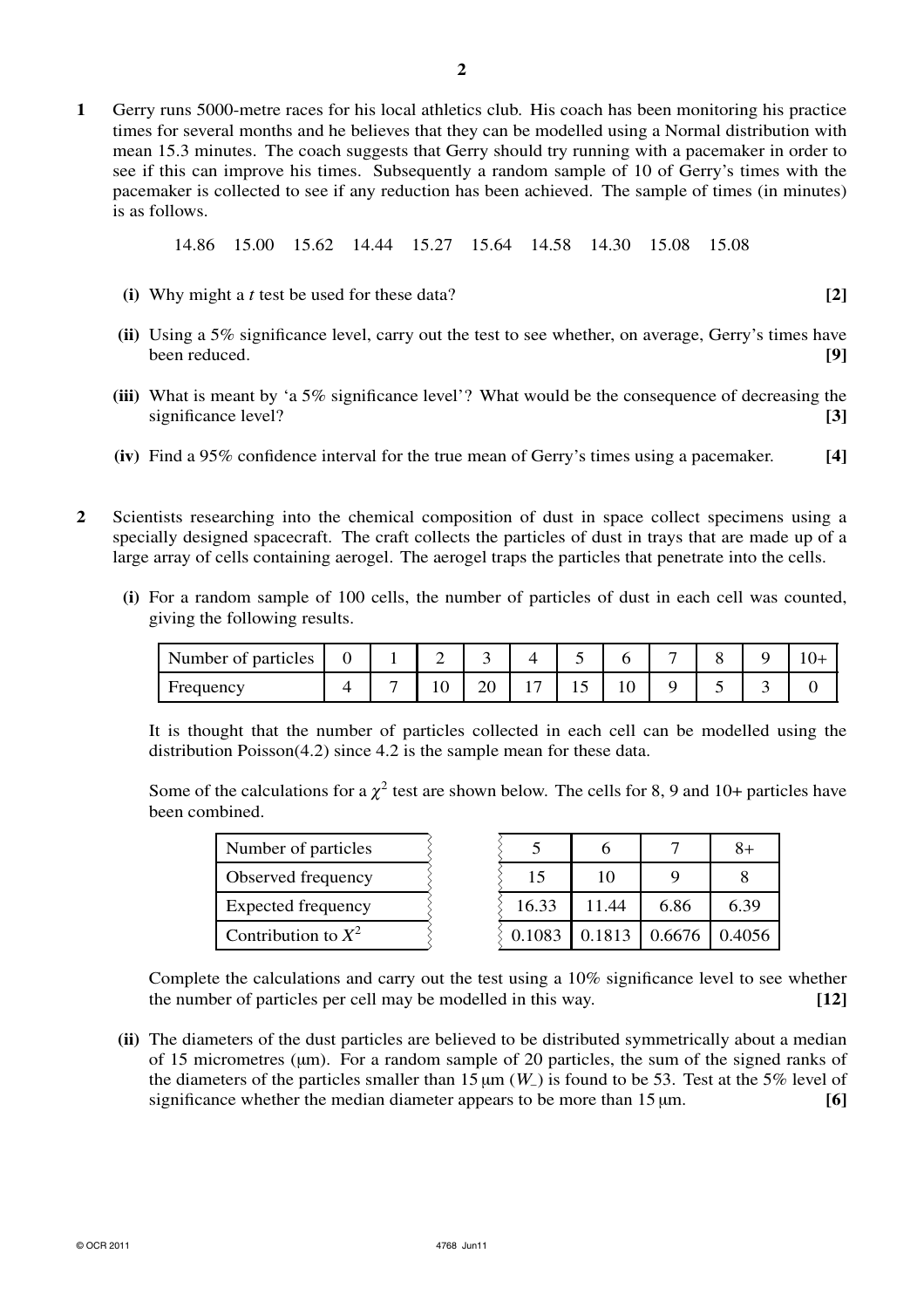**1** Gerry runs 5000-metre races for his local athletics club. His coach has been monitoring his practice times for several months and he believes that they can be modelled using a Normal distribution with mean 15.3 minutes. The coach suggests that Gerry should try running with a pacemaker in order to see if this can improve his times. Subsequently a random sample of 10 of Gerry's times with the pacemaker is collected to see if any reduction has been achieved. The sample of times (in minutes) is as follows.

14.86 15.00 15.62 14.44 15.27 15.64 14.58 14.30 15.08 15.08

**(i)** Why might a $t$ test be used for these data? **[2]**

**(ii)** Using a 5% significance level, carry out the test to see whether, on average, Gerry's times have been reduced. **[9]**

**(iii)** What is meant by 'a 5% significance level'? What would be the consequence of decreasing the significance level? **[3]**

**(iv)** Find a 95% confidence interval for the true mean of Gerry's times using a pacemaker. **[4]**

**2** Scientists researching into the chemical composition of dust in space collect specimens using a specially designed spacecraft. The craft collects the particles of dust in trays that are made up of a large array of cells containing aerogel. The aerogel traps the particles that penetrate into the cells.

**(i)** For a random sample of 100 cells, the number of particles of dust in each cell was counted, giving the following results.

| Number of particles | 0 | 1 | 2 | 3 | 4 | 5 | 6 | 7 | 8 | 9 | 10+ |
|---|---|---|---|---|---|---|---|---|---|---|---|
| Frequency | 4 | 7 | 10 | 20 | 17 | 15 | 10 | 9 | 5 | 3 | 0 |

It is thought that the number of particles collected in each cell can be modelled using the distribution Poisson(4.2) since 4.2 is the sample mean for these data.

Some of the calculations for a $\chi^2$ test are shown below. The cells for 8, 9 and 10+ particles have been combined.

| Number of particles | … | 5 | 6 | 7 | 8+ |
|---|---|---|---|---|---|
| Observed frequency | … | 15 | 10 | 9 | 8 |
| Expected frequency | … | 16.33 | 11.44 | 6.86 | 6.39 |
| Contribution to $X^2$ | … | 0.1083 | 0.1813 | 0.6676 | 0.4056 |

Complete the calculations and carry out the test using a 10% significance level to see whether the number of particles per cell may be modelled in this way. **[12]**

**(ii)** The diameters of the dust particles are believed to be distributed symmetrically about a median of 15 micrometres (μm). For a random sample of 20 particles, the sum of the signed ranks of the diameters of the particles smaller than 15 μm ($W_-$) is found to be 53. Test at the 5% level of significance whether the median diameter appears to be more than 15 μm. **[6]**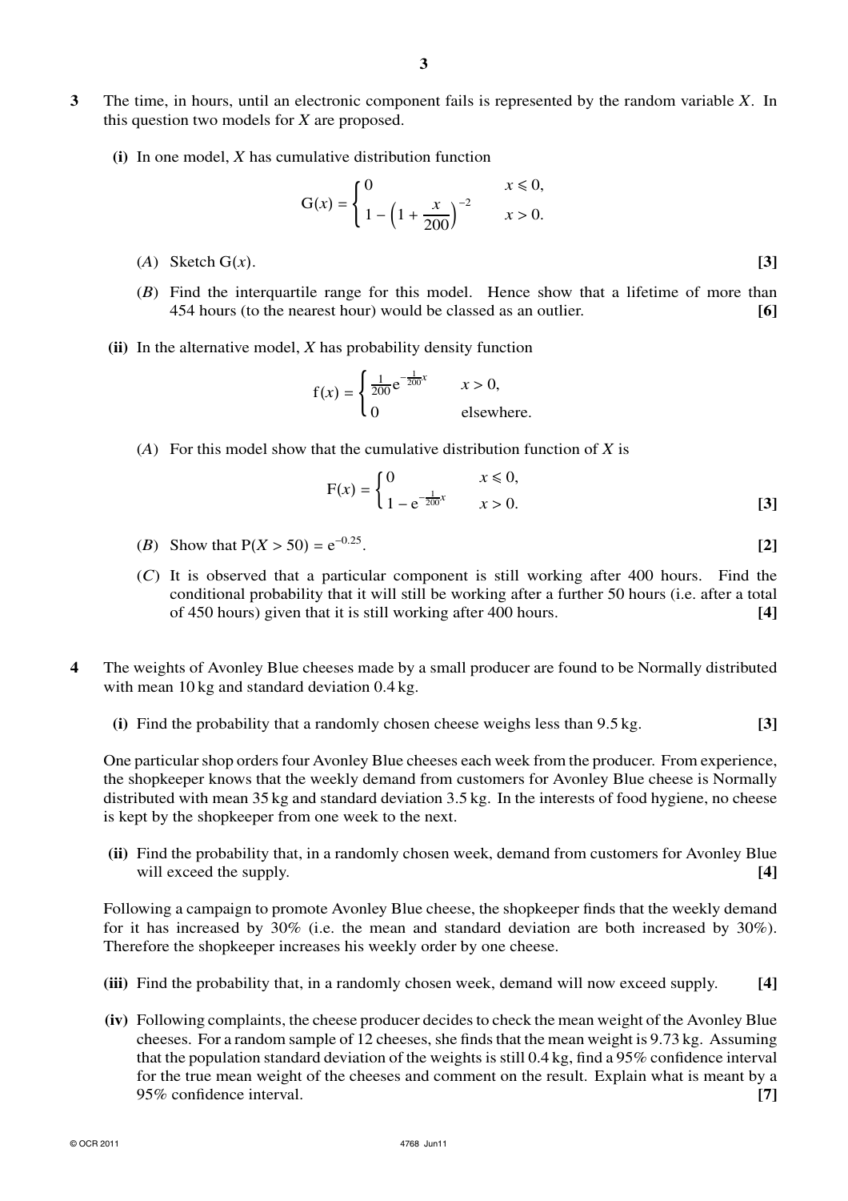**3** The time, in hours, until an electronic component fails is represented by the random variable $X$. In this question two models for $X$ are proposed.

**(i)** In one model, $X$ has cumulative distribution function

$$\mathrm{G}(x) = \begin{cases} 0 & x \leqslant 0, \\ 1 - \left(1 + \dfrac{x}{200}\right)^{-2} & x > 0. \end{cases}$$

(*A*) Sketch $\mathrm{G}(x)$. **[3]**

(*B*) Find the interquartile range for this model. Hence show that a lifetime of more than 454 hours (to the nearest hour) would be classed as an outlier. **[6]**

**(ii)** In the alternative model, $X$ has probability density function

$$\mathrm{f}(x) = \begin{cases} \frac{1}{200}\mathrm{e}^{-\frac{1}{200}x} & x > 0, \\ 0 & \text{elsewhere.} \end{cases}$$

(*A*) For this model show that the cumulative distribution function of $X$ is

$$\mathrm{F}(x) = \begin{cases} 0 & x \leqslant 0, \\ 1 - \mathrm{e}^{-\frac{1}{200}x} & x > 0. \end{cases}$$ **[3]**

(*B*) Show that $\mathrm{P}(X > 50) = \mathrm{e}^{-0.25}$. **[2]**

(*C*) It is observed that a particular component is still working after 400 hours. Find the conditional probability that it will still be working after a further 50 hours (i.e. after a total of 450 hours) given that it is still working after 400 hours. **[4]**

**4** The weights of Avonley Blue cheeses made by a small producer are found to be Normally distributed with mean 10 kg and standard deviation 0.4 kg.

**(i)** Find the probability that a randomly chosen cheese weighs less than 9.5 kg. **[3]**

One particular shop orders four Avonley Blue cheeses each week from the producer. From experience, the shopkeeper knows that the weekly demand from customers for Avonley Blue cheese is Normally distributed with mean 35 kg and standard deviation 3.5 kg. In the interests of food hygiene, no cheese is kept by the shopkeeper from one week to the next.

**(ii)** Find the probability that, in a randomly chosen week, demand from customers for Avonley Blue will exceed the supply. **[4]**

Following a campaign to promote Avonley Blue cheese, the shopkeeper finds that the weekly demand for it has increased by 30% (i.e. the mean and standard deviation are both increased by 30%). Therefore the shopkeeper increases his weekly order by one cheese.

**(iii)** Find the probability that, in a randomly chosen week, demand will now exceed supply. **[4]**

**(iv)** Following complaints, the cheese producer decides to check the mean weight of the Avonley Blue cheeses. For a random sample of 12 cheeses, she finds that the mean weight is 9.73 kg. Assuming that the population standard deviation of the weights is still 0.4 kg, find a 95% confidence interval for the true mean weight of the cheeses and comment on the result. Explain what is meant by a 95% confidence interval. **[7]**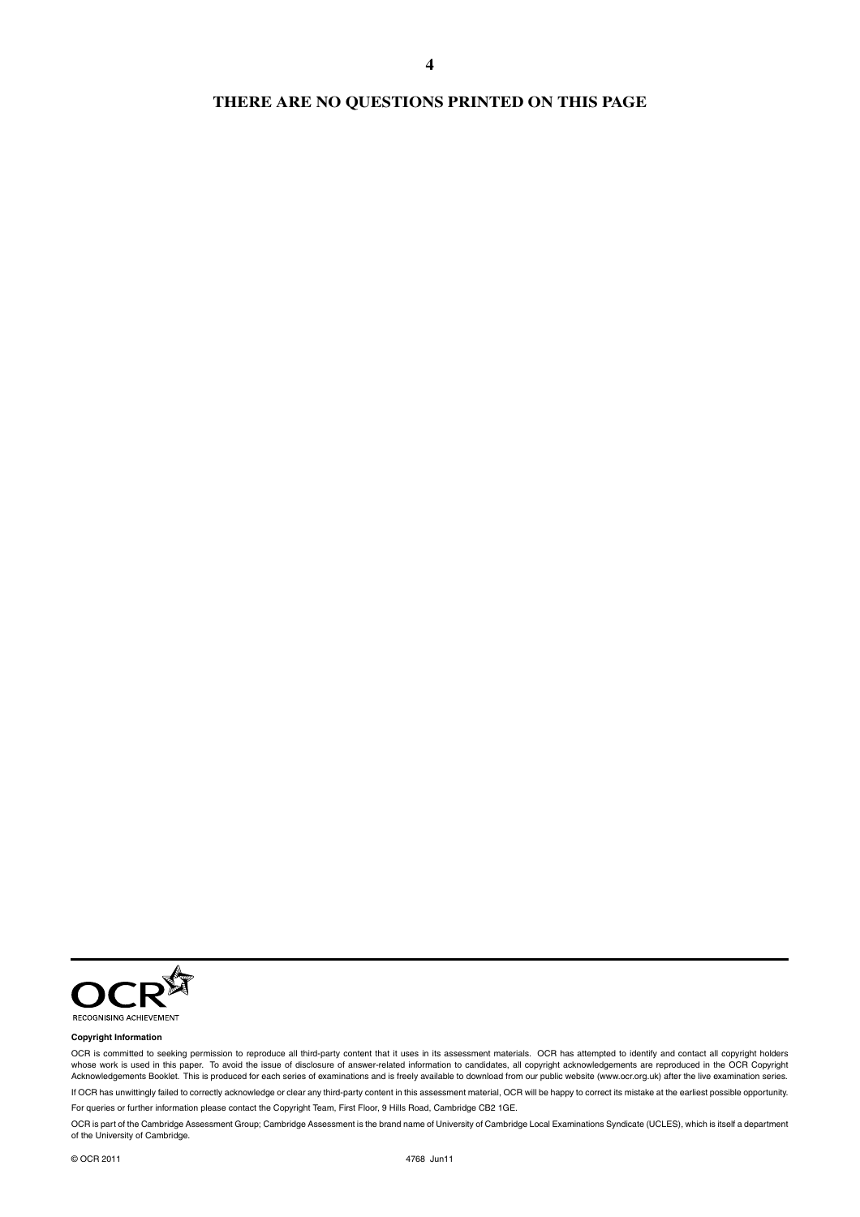**THERE ARE NO QUESTIONS PRINTED ON THIS PAGE**

RECOGNISING ACHIEVEMENT

**Copyright Information**

OCR is committed to seeking permission to reproduce all third-party content that it uses in its assessment materials. OCR has attempted to identify and contact all copyright holders whose work is used in this paper. To avoid the issue of disclosure of answer-related information to candidates, all copyright acknowledgements are reproduced in the OCR Copyright Acknowledgements Booklet. This is produced for each series of examinations and is freely available to download from our public website (www.ocr.org.uk) after the live examination series.

If OCR has unwittingly failed to correctly acknowledge or clear any third-party content in this assessment material, OCR will be happy to correct its mistake at the earliest possible opportunity.

For queries or further information please contact the Copyright Team, First Floor, 9 Hills Road, Cambridge CB2 1GE.

OCR is part of the Cambridge Assessment Group; Cambridge Assessment is the brand name of University of Cambridge Local Examinations Syndicate (UCLES), which is itself a department of the University of Cambridge.

© OCR 2011 4768 Jun11